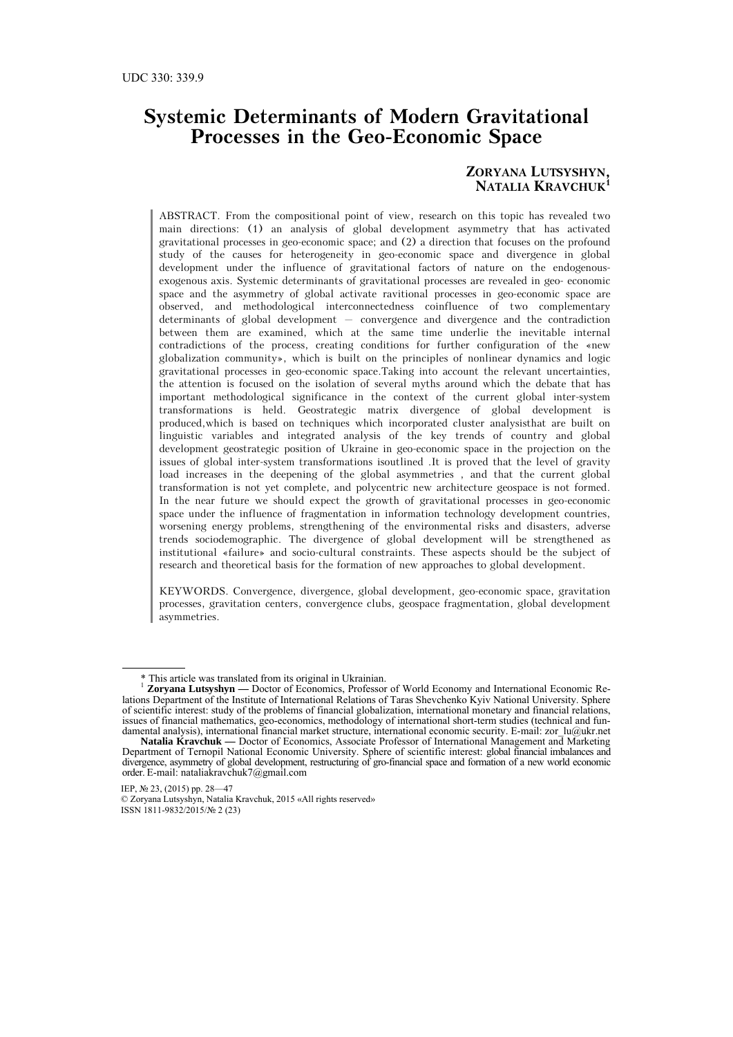UDC 330: 339.9

# Systemic Determinants of Modern Gravitational Processes in the Geo-Economic Space

**Zoryana Lutsyshyn, Natalia Kravchuk**[1]

ABSTRACT. From the compositional point of view, research on this topic has revealed two main directions: (1) an analysis of global development asymmetry that has activated gravitational processes in geo-economic space; and (2) a direction that focuses on the profound study of the causes for heterogeneity in geo-economic space and divergence in global development under the influence of gravitational factors of nature on the endogenous-exogenous axis. Systemic determinants of gravitational processes are revealed in geo- economic space and the asymmetry of global activate ravitional processes in geo-economic space are observed, and methodological interconnectedness coinfluence of two complementary determinants of global development — convergence and divergence and the contradiction between them are examined, which at the same time underlie the inevitable internal contradictions of the process, creating conditions for further configuration of the «new globalization community», which is built on the principles of nonlinear dynamics and logic gravitational processes in geo-economic space.Taking into account the relevant uncertainties, the attention is focused on the isolation of several myths around which the debate that has important methodological significance in the context of the current global inter-system transformations is held. Geostrategic matrix divergence of global development is produced,which is based on techniques which incorporated cluster analysisthat are built on linguistic variables and integrated analysis of the key trends of country and global development geostrategic position of Ukraine in geo-economic space in the projection on the issues of global inter-system transformations isoutlined .It is proved that the level of gravity load increases in the deepening of the global asymmetries , and that the current global transformation is not yet complete, and polycentric new architecture geospace is not formed. In the near future we should expect the growth of gravitational processes in geo-economic space under the influence of fragmentation in information technology development countries, worsening energy problems, strengthening of the environmental risks and disasters, adverse trends sociodemographic. The divergence of global development will be strengthened as institutional «failure» and socio-cultural constraints. These aspects should be the subject of research and theoretical basis for the formation of new approaches to global development.

KEYWORDS. Convergence, divergence, global development, geo-economic space, gravitation processes, gravitation centers, convergence clubs, geospace fragmentation, global development asymmetries.

---

\* This article was translated from its original in Ukrainian.

[1] **Zoryana Lutsyshyn —** Doctor of Economics, Professor of World Economy and International Economic Relations Department of the Institute of International Relations of Taras Shevchenko Kyiv National University. Sphere of scientific interest: study of the problems of financial globalization, international monetary and financial relations, issues of financial mathematics, geo-economics, methodology of international short-term studies (technical and fundamental analysis), international financial market structure, international economic security. E-mail: zor_lu@ukr.net

**Natalia Kravchuk —** Doctor of Economics, Associate Professor of International Management and Marketing Department of Ternopil National Economic University. Sphere of scientific interest: global financial imbalances and divergence, asymmetry of global development, restructuring of gro-financial space and formation of a new world economic order. E-mail: nataliakravchuk7@gmail.com

IEP, № 23, (2015) pp. 28—47
© Zoryana Lutsyshyn, Natalia Kravchuk, 2015 «All rights reserved»
ISSN 1811-9832/2015/№ 2 (23)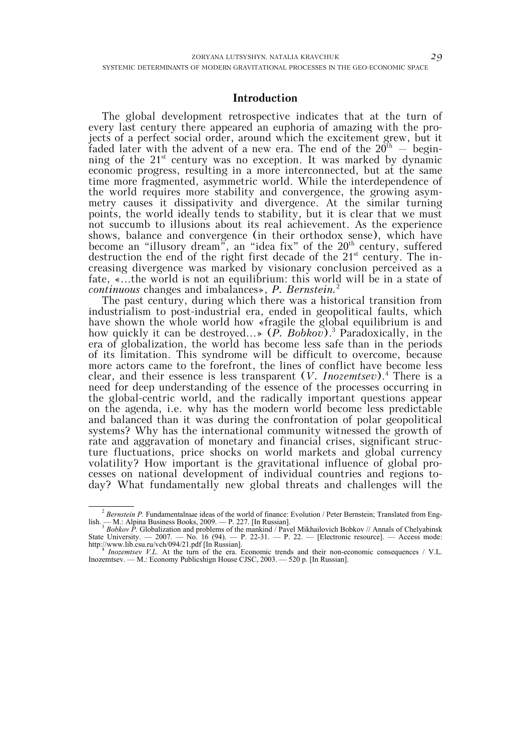## Introduction

The global development retrospective indicates that at the turn of every last century there appeared an euphoria of amazing with the projects of a perfect social order, around which the excitement grew, but it faded later with the advent of a new era. The end of the 20$^{th}$ — beginning of the 21$^{st}$ century was no exception. It was marked by dynamic economic progress, resulting in a more interconnected, but at the same time more fragmented, asymmetric world. While the interdependence of the world requires more stability and convergence, the growing asymmetry causes it dissipativity and divergence. At the similar turning points, the world ideally tends to stability, but it is clear that we must not succumb to illusions about its real achievement. As the experience shows, balance and convergence (in their orthodox sense), which have become an "illusory dream", an "idea fix" of the 20$^{th}$ century, suffered destruction the end of the right first decade of the 21$^{st}$ century. The increasing divergence was marked by visionary conclusion perceived as a fate, «...the world is not an equilibrium: this world will be in a state of *continuous* changes and imbalances», *P. Bernstein.*[2]

The past century, during which there was a historical transition from industrialism to post-industrial era, ended in geopolitical faults, which have shown the whole world how «fragile the global equilibrium is and how quickly it can be destroyed...» (*P. Bobkov*).[3] Paradoxically, in the era of globalization, the world has become less safe than in the periods of its limitation. This syndrome will be difficult to overcome, because more actors came to the forefront, the lines of conflict have become less clear, and their essence is less transparent (*V. Inozemtsev*).[4] There is a need for deep understanding of the essence of the processes occurring in the global-centric world, and the radically important questions appear on the agenda, i.e. why has the modern world become less predictable and balanced than it was during the confrontation of polar geopolitical systems? Why has the international community witnessed the growth of rate and aggravation of monetary and financial crises, significant structure fluctuations, price shocks on world markets and global currency volatility? How important is the gravitational influence of global processes on national development of individual countries and regions today? What fundamentally new global threats and challenges will the

---

[2] *Bernstein P.* Fundamentalnые ideas of the world of finance: Evolution / Peter Bernstein; Translated from English. — M.: Alpina Business Books, 2009. — P. 227. [In Russian].

[3] *Bobkov P.* Globalization and problems of the mankind / Pavel Mikhailovich Bobkov // Annals of Chelyabinsk State University. — 2007. — No. 16 (94). — P. 22-31. — P. 22. — [Electronic resource]. — Access mode: http://www.lib.csu.ru/vch/094/21.pdf [In Russian].

[4] *Inozemtsev V.L.* At the turn of the era. Economic trends and their non-economic consequences / V.L. Inozemtsev. — M.: Economy Publicshign House CJSC, 2003. — 520 p. [In Russian].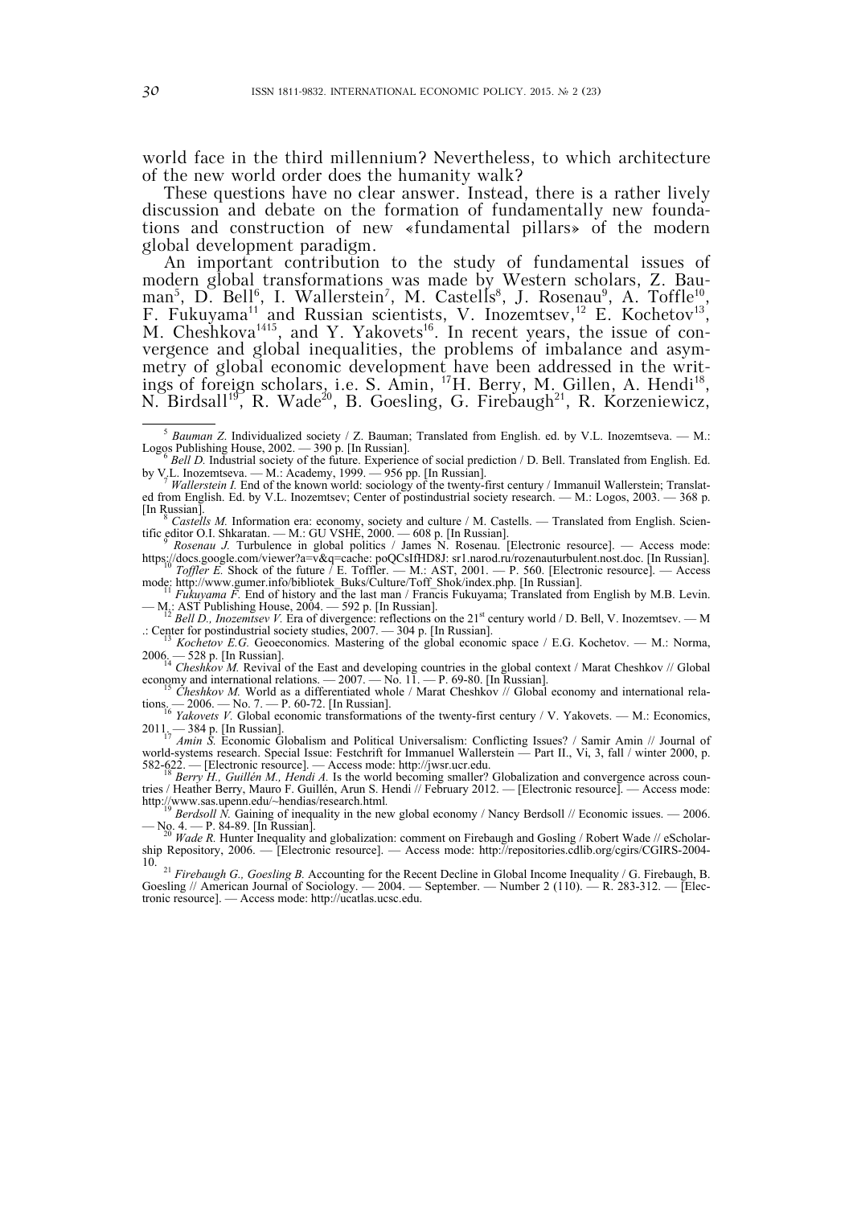world face in the third millennium? Nevertheless, to which architecture of the new world order does the humanity walk?

These questions have no clear answer. Instead, there is a rather lively discussion and debate on the formation of fundamentally new foundations and construction of new «fundamental pillars» of the modern global development paradigm.

An important contribution to the study of fundamental issues of modern global transformations was made by Western scholars, Z. Bauman[5], D. Bell[6], I. Wallerstein[7], M. Castells[8], J. Rosenau[9], A. Toffle[10], F. Fukuyama[11] and Russian scientists, V. Inozemtsev,[12] E. Kochetov[13], M. Cheshkova[1415], and Y. Yakovets[16]. In recent years, the issue of convergence and global inequalities, the problems of imbalance and asymmetry of global economic development have been addressed in the writings of foreign scholars, i.e. S. Amin, [17]H. Berry, M. Gillen, A. Hendi[18], N. Birdsall[19], R. Wade[20], B. Goesling, G. Firebaugh[21], R. Korzeniewicz,

---

[5] *Bauman Z.* Individualized society / Z. Bauman; Translated from English. ed. by V.L. Inozemtseva. — M.: Logos Publishing House, 2002. — 390 p. [In Russian].

[6] *Bell D.* Industrial society of the future. Experience of social prediction / D. Bell. Translated from English. Ed. by V.L. Inozemtseva. — M.: Academy, 1999. — 956 pp. [In Russian].

[7] *Wallerstein I.* End of the known world: sociology of the twenty-first century / Immanuil Wallerstein; Translated from English. Ed. by V.L. Inozemtsev; Center of postindustrial society research. — M.: Logos, 2003. — 368 p. [In Russian].

[8] *Castells M.* Information era: economy, society and culture / M. Castells. — Translated from English. Scientific editor O.I. Shkaratan. — M.: GU VSHE, 2000. — 608 p. [In Russian].

[9] *Rosenau J.* Turbulence in global politics / James N. Rosenau. [Electronic resource]. — Access mode: https://docs.google.com/viewer?a=v&q=cache: poQCsIfHD8J: sr1.narod.ru/rozenauturbulent.nost.doc. [In Russian].

[10] *Toffler E.* Shock of the future / E. Toffler. — M.: AST, 2001. — P. 560. [Electronic resource]. — Access mode: http://www.gumer.info/bibliotek_Buks/Culture/Toff_Shok/index.php. [In Russian].

[11] *Fukuyama F.* End of history and the last man / Francis Fukuyama; Translated from English by M.B. Levin. — M.: AST Publishing House, 2004. — 592 p. [In Russian].

[12] *Bell D., Inozemtsev V.* Era of divergence: reflections on the 21st century world / D. Bell, V. Inozemtsev. — M .: Center for postindustrial society studies, 2007. — 304 p. [In Russian].

[13] *Kochetov E.G.* Geoeconomics. Mastering of the global economic space / E.G. Kochetov. — M.: Norma, 2006. — 528 p. [In Russian].

[14] *Cheshkov M.* Revival of the East and developing countries in the global context / Marat Cheshkov // Global economy and international relations. — 2007. — No. 11. — P. 69-80. [In Russian].

[15] *Cheshkov M.* World as a differentiated whole / Marat Cheshkov // Global economy and international relations. — 2006. — No. 7. — P. 60-72. [In Russian].

[16] *Yakovets V.* Global economic transformations of the twenty-first century / V. Yakovets. — M.: Economics, 2011. — 384 p. [In Russian].

[17] *Amin S.* Economic Globalism and Political Universalism: Conflicting Issues? / Samir Amin // Journal of world-systems research. Special Issue: Festchrift for Immanuel Wallerstein — Part II., Vi, 3, fall / winter 2000, p. 582-622. — [Electronic resource]. — Access mode: http://jwsr.ucr.edu.

[18] *Berry H., Guillén M., Hendi A.* Is the world becoming smaller? Globalization and convergence across countries / Heather Berry, Mauro F. Guillén, Arun S. Hendi // February 2012. — [Electronic resource]. — Access mode: http://www.sas.upenn.edu/~hendias/research.html.

[19] *Berdsoll N.* Gaining of inequality in the new global economy / Nancy Berdsoll // Economic issues. — 2006. — No. 4. — P. 84-89. [In Russian].

[20] *Wade R.* Hunter Inequality and globalization: comment on Firebaugh and Gosling / Robert Wade // eScholarship Repository, 2006. — [Electronic resource]. — Access mode: http://repositories.cdlib.org/cgirs/CGIRS-2004-10.

[21] *Firebaugh G., Goesling B.* Accounting for the Recent Decline in Global Income Inequality / G. Firebaugh, B. Goesling // American Journal of Sociology. — 2004. — September. — Number 2 (110). — R. 283-312. — [Electronic resource]. — Access mode: http://ucatlas.ucsc.edu.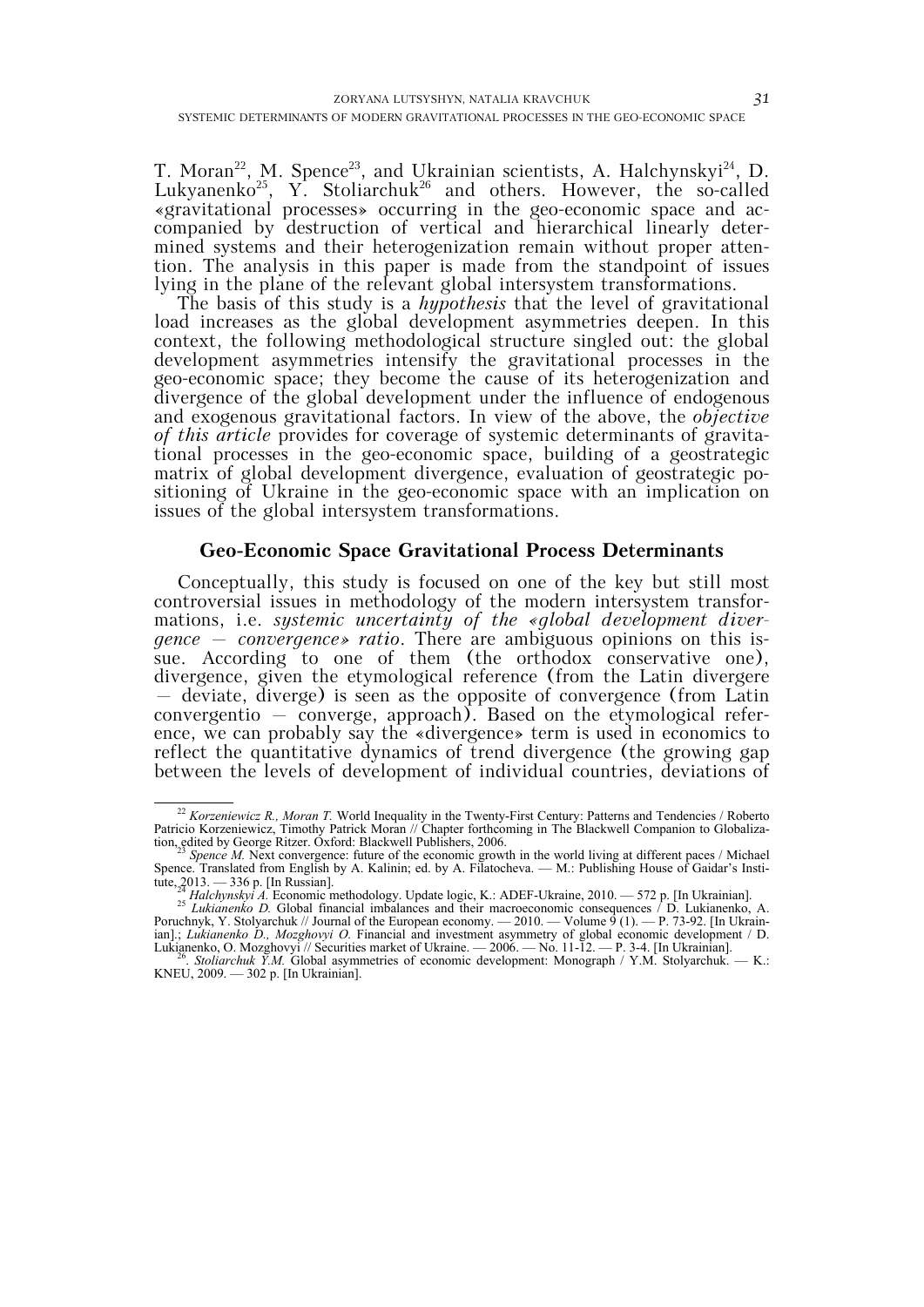T. Moran[22], M. Spence[23], and Ukrainian scientists, A. Halchynskyi[24], D. Lukyanenko[25], Y. Stoliarchuk[26] and others. However, the so-called «gravitational processes» occurring in the geo-economic space and accompanied by destruction of vertical and hierarchical linearly determined systems and their heterogenization remain without proper attention. The analysis in this paper is made from the standpoint of issues lying in the plane of the relevant global intersystem transformations.

The basis of this study is a *hypothesis* that the level of gravitational load increases as the global development asymmetries deepen. In this context, the following methodological structure singled out: the global development asymmetries intensify the gravitational processes in the geo-economic space; they become the cause of its heterogenization and divergence of the global development under the influence of endogenous and exogenous gravitational factors. In view of the above, the *objective of this article* provides for coverage of systemic determinants of gravitational processes in the geo-economic space, building of a geostrategic matrix of global development divergence, evaluation of geostrategic positioning of Ukraine in the geo-economic space with an implication on issues of the global intersystem transformations.

## Geo-Economic Space Gravitational Process Determinants

Conceptually, this study is focused on one of the key but still most controversial issues in methodology of the modern intersystem transformations, i.e. *systemic uncertainty of the «global development divergence — convergence» ratio*. There are ambiguous opinions on this issue. According to one of them (the orthodox conservative one), divergence, given the etymological reference (from the Latin divergere — deviate, diverge) is seen as the opposite of convergence (from Latin convergentio — converge, approach). Based on the etymological reference, we can probably say the «divergence» term is used in economics to reflect the quantitative dynamics of trend divergence (the growing gap between the levels of development of individual countries, deviations of

---

[22] *Korzeniewicz R., Moran T.* World Inequality in the Twenty-First Century: Patterns and Tendencies / Roberto Patricio Korzeniewicz, Timothy Patrick Moran // Chapter forthcoming in The Blackwell Companion to Globalization, edited by George Ritzer. Oxford: Blackwell Publishers, 2006.

[23] *Spence M.* Next convergence: future of the economic growth in the world living at different paces / Michael Spence. Translated from English by A. Kalinin; ed. by A. Filatocheva. — M.: Publishing House of Gaidar's Institute, 2013. — 336 p. [In Russian].

[24] *Halchynskyi A.* Economic methodology. Update logic, K.: ADEF-Ukraine, 2010. — 572 p. [In Ukrainian].

[25] *Lukianenko D.* Global financial imbalances and their macroeconomic consequences / D. Lukianenko, A. Poruchnyk, Y. Stolyarchuk // Journal of the European economy. — 2010. — Volume 9 (1). — P. 73-92. [In Ukrainian].; *Lukianenko D., Mozghovyi O.* Financial and investment asymmetry of global economic development / D. Lukianenko, O. Mozghovyi // Securities market of Ukraine. — 2006. — No. 11-12. — P. 3-4. [In Ukrainian].

[26]. *Stoliarchuk Y.M.* Global asymmetries of economic development: Monograph / Y.M. Stolyarchuk. — K.: KNEU, 2009. — 302 p. [In Ukrainian].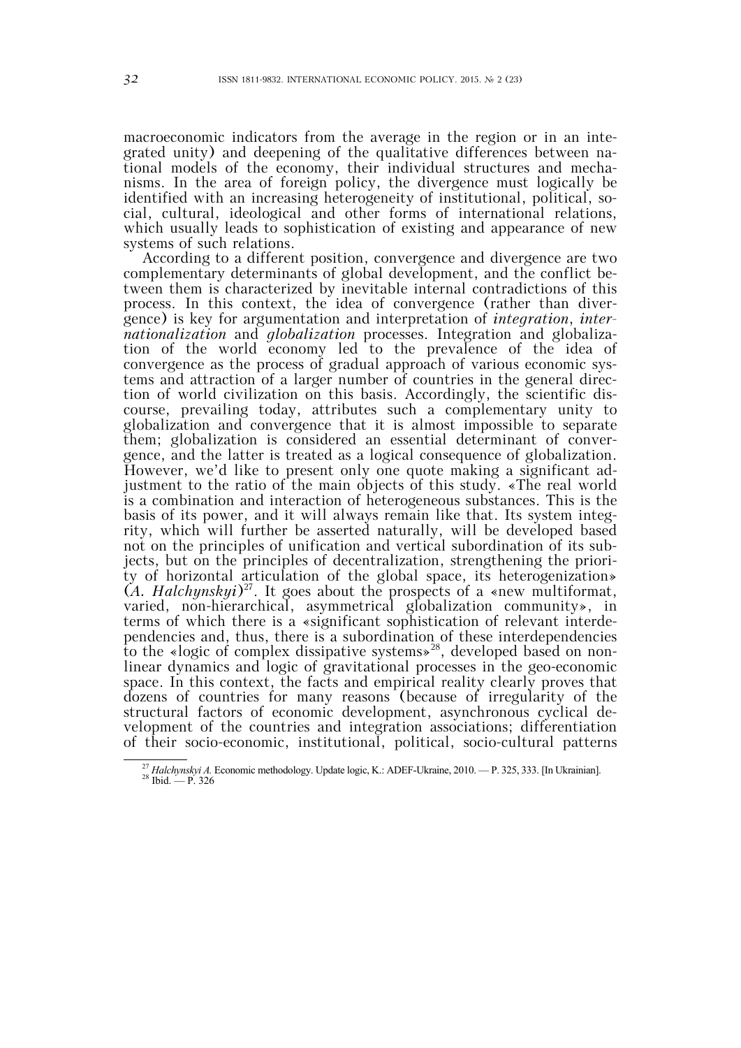macroeconomic indicators from the average in the region or in an integrated unity) and deepening of the qualitative differences between national models of the economy, their individual structures and mechanisms. In the area of foreign policy, the divergence must logically be identified with an increasing heterogeneity of institutional, political, social, cultural, ideological and other forms of international relations, which usually leads to sophistication of existing and appearance of new systems of such relations.

According to a different position, convergence and divergence are two complementary determinants of global development, and the conflict between them is characterized by inevitable internal contradictions of this process. In this context, the idea of convergence (rather than divergence) is key for argumentation and interpretation of *integration*, *internationalization* and *globalization* processes. Integration and globalization of the world economy led to the prevalence of the idea of convergence as the process of gradual approach of various economic systems and attraction of a larger number of countries in the general direction of world civilization on this basis. Accordingly, the scientific discourse, prevailing today, attributes such a complementary unity to globalization and convergence that it is almost impossible to separate them; globalization is considered an essential determinant of convergence, and the latter is treated as a logical consequence of globalization. However, we'd like to present only one quote making a significant adjustment to the ratio of the main objects of this study. «The real world is a combination and interaction of heterogeneous substances. This is the basis of its power, and it will always remain like that. Its system integrity, which will further be asserted naturally, will be developed based not on the principles of unification and vertical subordination of its subjects, but on the principles of decentralization, strengthening the priority of horizontal articulation of the global space, its heterogenization» (*A. Halchynskyi*)[27]. It goes about the prospects of a «new multiformat, varied, non-hierarchical, asymmetrical globalization community», in terms of which there is a «significant sophistication of relevant interdependencies and, thus, there is a subordination of these interdependencies to the «logic of complex dissipative systems»[28], developed based on nonlinear dynamics and logic of gravitational processes in the geo-economic space. In this context, the facts and empirical reality clearly proves that dozens of countries for many reasons (because of irregularity of the structural factors of economic development, asynchronous cyclical development of the countries and integration associations; differentiation of their socio-economic, institutional, political, socio-cultural patterns

---

[27] *Halchynskyi A.* Economic methodology. Update logic, K.: ADEF-Ukraine, 2010. — P. 325, 333. [In Ukrainian].

[28] Ibid. — P. 326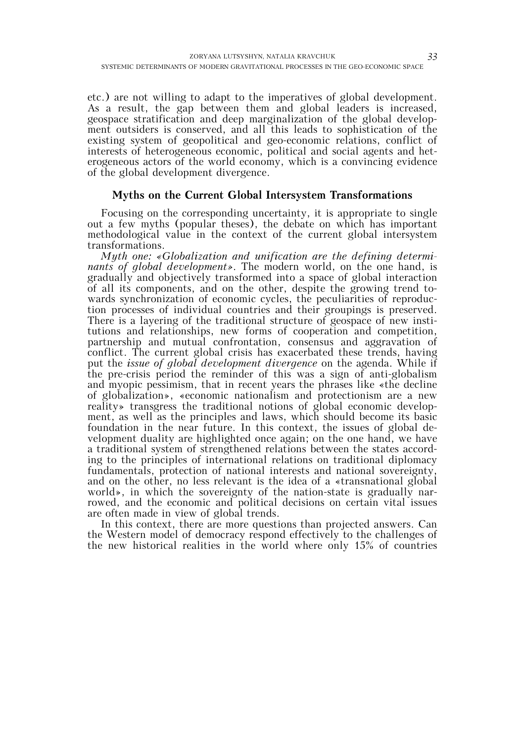etc.) are not willing to adapt to the imperatives of global development. As a result, the gap between them and global leaders is increased, geospace stratification and deep marginalization of the global development outsiders is conserved, and all this leads to sophistication of the existing system of geopolitical and geo-economic relations, conflict of interests of heterogeneous economic, political and social agents and heterogeneous actors of the world economy, which is a convincing evidence of the global development divergence.

## Myths on the Current Global Intersystem Transformations

Focusing on the corresponding uncertainty, it is appropriate to single out a few myths (popular theses), the debate on which has important methodological value in the context of the current global intersystem transformations.

*Myth one: «Globalization and unification are the defining determinants of global development»*. The modern world, on the one hand, is gradually and objectively transformed into a space of global interaction of all its components, and on the other, despite the growing trend towards synchronization of economic cycles, the peculiarities of reproduction processes of individual countries and their groupings is preserved. There is a layering of the traditional structure of geospace of new institutions and relationships, new forms of cooperation and competition, partnership and mutual confrontation, consensus and aggravation of conflict. The current global crisis has exacerbated these trends, having put the *issue of global development divergence* on the agenda. While if the pre-crisis period the reminder of this was a sign of anti-globalism and myopic pessimism, that in recent years the phrases like «the decline of globalization», «economic nationalism and protectionism are a new reality» transgress the traditional notions of global economic development, as well as the principles and laws, which should become its basic foundation in the near future. In this context, the issues of global development duality are highlighted once again; on the one hand, we have a traditional system of strengthened relations between the states according to the principles of international relations on traditional diplomacy fundamentals, protection of national interests and national sovereignty, and on the other, no less relevant is the idea of a «transnational global world», in which the sovereignty of the nation-state is gradually narrowed, and the economic and political decisions on certain vital issues are often made in view of global trends.

In this context, there are more questions than projected answers. Can the Western model of democracy respond effectively to the challenges of the new historical realities in the world where only 15% of countries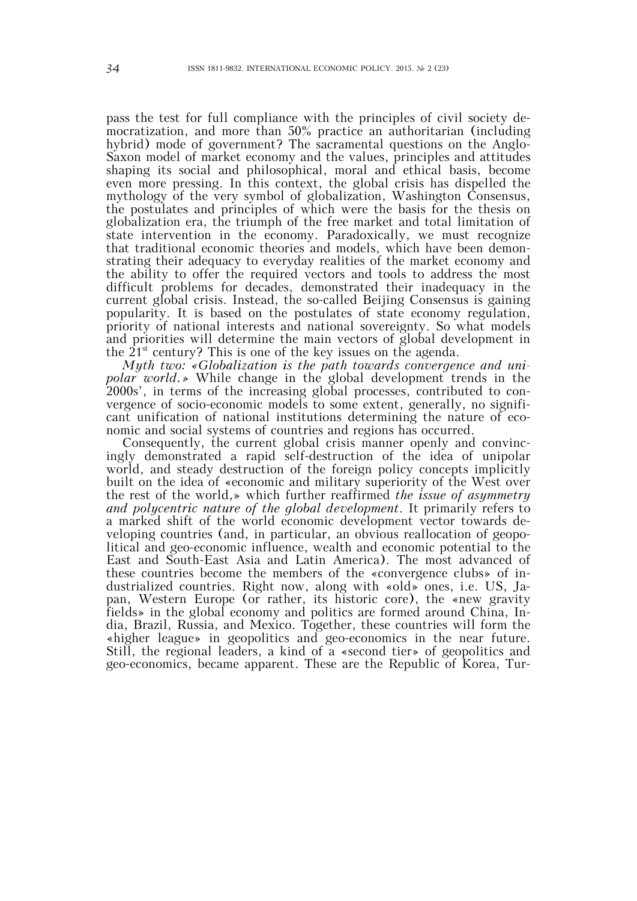pass the test for full compliance with the principles of civil society democratization, and more than 50% practice an authoritarian (including hybrid) mode of government? The sacramental questions on the Anglo-Saxon model of market economy and the values, principles and attitudes shaping its social and philosophical, moral and ethical basis, become even more pressing. In this context, the global crisis has dispelled the mythology of the very symbol of globalization, Washington Consensus, the postulates and principles of which were the basis for the thesis on globalization era, the triumph of the free market and total limitation of state intervention in the economy. Paradoxically, we must recognize that traditional economic theories and models, which have been demonstrating their adequacy to everyday realities of the market economy and the ability to offer the required vectors and tools to address the most difficult problems for decades, demonstrated their inadequacy in the current global crisis. Instead, the so-called Beijing Consensus is gaining popularity. It is based on the postulates of state economy regulation, priority of national interests and national sovereignty. So what models and priorities will determine the main vectors of global development in the 21st century? This is one of the key issues on the agenda.

*Myth two: «Globalization is the path towards convergence and unipolar world.»* While change in the global development trends in the 2000s', in terms of the increasing global processes, contributed to convergence of socio-economic models to some extent, generally, no significant unification of national institutions determining the nature of economic and social systems of countries and regions has occurred.

Consequently, the current global crisis manner openly and convincingly demonstrated a rapid self-destruction of the idea of unipolar world, and steady destruction of the foreign policy concepts implicitly built on the idea of «economic and military superiority of the West over the rest of the world,» which further reaffirmed *the issue of asymmetry and polycentric nature of the global development*. It primarily refers to a marked shift of the world economic development vector towards developing countries (and, in particular, an obvious reallocation of geopolitical and geo-economic influence, wealth and economic potential to the East and South-East Asia and Latin America). The most advanced of these countries become the members of the «convergence clubs» of industrialized countries. Right now, along with «old» ones, i.e. US, Japan, Western Europe (or rather, its historic core), the «new gravity fields» in the global economy and politics are formed around China, India, Brazil, Russia, and Mexico. Together, these countries will form the «higher league» in geopolitics and geo-economics in the near future. Still, the regional leaders, a kind of a «second tier» of geopolitics and geo-economics, became apparent. These are the Republic of Korea, Tur-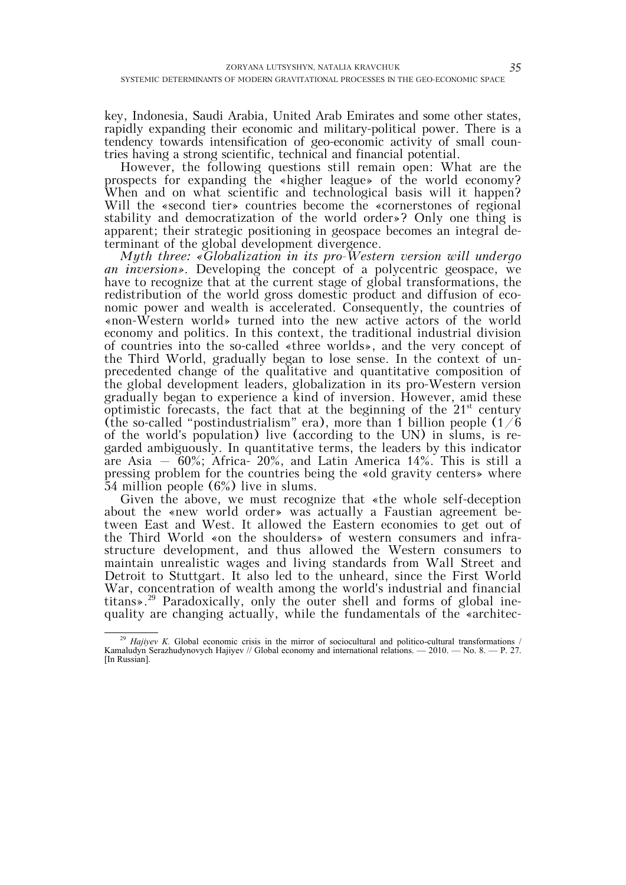key, Indonesia, Saudi Arabia, United Arab Emirates and some other states, rapidly expanding their economic and military-political power. There is a tendency towards intensification of geo-economic activity of small countries having a strong scientific, technical and financial potential.

However, the following questions still remain open: What are the prospects for expanding the «higher league» of the world economy? When and on what scientific and technological basis will it happen? Will the «second tier» countries become the «cornerstones of regional stability and democratization of the world order»? Only one thing is apparent; their strategic positioning in geospace becomes an integral determinant of the global development divergence.

*Myth three: «Globalization in its pro-Western version will undergo an inversion»*. Developing the concept of a polycentric geospace, we have to recognize that at the current stage of global transformations, the redistribution of the world gross domestic product and diffusion of economic power and wealth is accelerated. Consequently, the countries of «non-Western world» turned into the new active actors of the world economy and politics. In this context, the traditional industrial division of countries into the so-called «three worlds», and the very concept of the Third World, gradually began to lose sense. In the context of unprecedented change of the qualitative and quantitative composition of the global development leaders, globalization in its pro-Western version gradually began to experience a kind of inversion. However, amid these optimistic forecasts, the fact that at the beginning of the 21st century (the so-called "postindustrialism" era), more than 1 billion people (1/6 of the world's population) live (according to the UN) in slums, is regarded ambiguously. In quantitative terms, the leaders by this indicator are Asia – 60%; Africa- 20%, and Latin America 14%. This is still a pressing problem for the countries being the «old gravity centers» where 54 million people (6%) live in slums.

Given the above, we must recognize that «the whole self-deception about the «new world order» was actually a Faustian agreement between East and West. It allowed the Eastern economies to get out of the Third World «on the shoulders» of western consumers and infrastructure development, and thus allowed the Western consumers to maintain unrealistic wages and living standards from Wall Street and Detroit to Stuttgart. It also led to the unheard, since the First World War, concentration of wealth among the world's industrial and financial titans».[29] Paradoxically, only the outer shell and forms of global inequality are changing actually, while the fundamentals of the «architec-

---

[29] *Hajiyev K.* Global economic crisis in the mirror of sociocultural and politico-cultural transformations / Kamaludyn Serazhudynovych Hajiyev // Global economy and international relations. — 2010. — No. 8. — P. 27. [In Russian].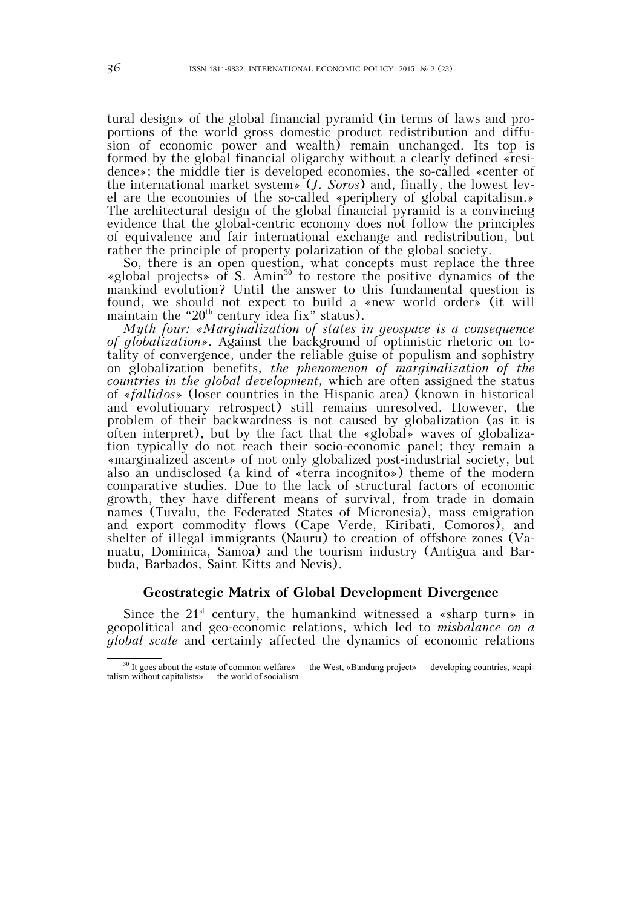tural design» of the global financial pyramid (in terms of laws and proportions of the world gross domestic product redistribution and diffusion of economic power and wealth) remain unchanged. Its top is formed by the global financial oligarchy without a clearly defined «residence»; the middle tier is developed economies, the so-called «center of the international market system» (*J. Soros*) and, finally, the lowest level are the economies of the so-called «periphery of global capitalism.» The architectural design of the global financial pyramid is a convincing evidence that the global-centric economy does not follow the principles of equivalence and fair international exchange and redistribution, but rather the principle of property polarization of the global society.

So, there is an open question, what concepts must replace the three «global projects» of S. Amin[30] to restore the positive dynamics of the mankind evolution? Until the answer to this fundamental question is found, we should not expect to build a «new world order» (it will maintain the "20th century idea fix" status).

*Myth four: «Marginalization of states in geospace is a consequence of globalization».* Against the background of optimistic rhetoric on totality of convergence, under the reliable guise of populism and sophistry on globalization benefits, *the phenomenon of marginalization of the countries in the global development,* which are often assigned the status of «*fallidos*» (loser countries in the Hispanic area) (known in historical and evolutionary retrospect) still remains unresolved. However, the problem of their backwardness is not caused by globalization (as it is often interpret), but by the fact that the «global» waves of globalization typically do not reach their socio-economic panel; they remain a «marginalized ascent» of not only globalized post-industrial society, but also an undisclosed (a kind of «terra incognito») theme of the modern comparative studies. Due to the lack of structural factors of economic growth, they have different means of survival, from trade in domain names (Tuvalu, the Federated States of Micronesia), mass emigration and export commodity flows (Cape Verde, Kiribati, Comoros), and shelter of illegal immigrants (Nauru) to creation of offshore zones (Vanuatu, Dominica, Samoa) and the tourism industry (Antigua and Barbuda, Barbados, Saint Kitts and Nevis).

## Geostrategic Matrix of Global Development Divergence

Since the 21st century, the humankind witnessed a «sharp turn» in geopolitical and geo-economic relations, which led to *misbalance on a global scale* and certainly affected the dynamics of economic relations

---

[30] It goes about the «state of common welfare» — the West, «Bandung project» — developing countries, «capitalism without capitalists» — the world of socialism.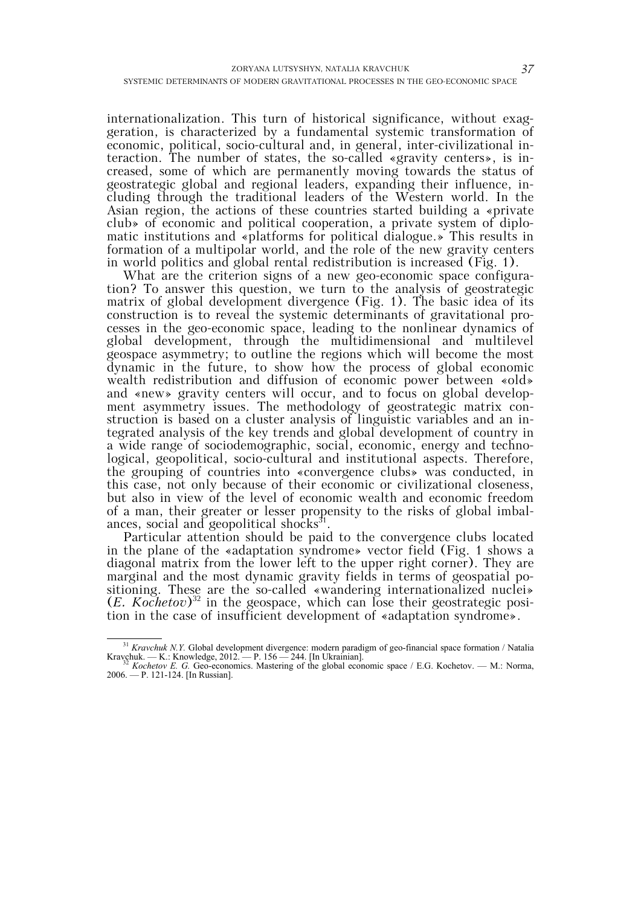internationalization. This turn of historical significance, without exaggeration, is characterized by a fundamental systemic transformation of economic, political, socio-cultural and, in general, inter-civilizational interaction. The number of states, the so-called «gravity centers», is increased, some of which are permanently moving towards the status of geostrategic global and regional leaders, expanding their influence, including through the traditional leaders of the Western world. In the Asian region, the actions of these countries started building a «private club» of economic and political cooperation, a private system of diplomatic institutions and «platforms for political dialogue.» This results in formation of a multipolar world, and the role of the new gravity centers in world politics and global rental redistribution is increased (Fig. 1).

What are the criterion signs of a new geo-economic space configuration? To answer this question, we turn to the analysis of geostrategic matrix of global development divergence (Fig. 1). The basic idea of its construction is to reveal the systemic determinants of gravitational processes in the geo-economic space, leading to the nonlinear dynamics of global development, through the multidimensional and multilevel geospace asymmetry; to outline the regions which will become the most dynamic in the future, to show how the process of global economic wealth redistribution and diffusion of economic power between «old» and «new» gravity centers will occur, and to focus on global development asymmetry issues. The methodology of geostrategic matrix construction is based on a cluster analysis of linguistic variables and an integrated analysis of the key trends and global development of country in a wide range of sociodemographic, social, economic, energy and technological, geopolitical, socio-cultural and institutional aspects. Therefore, the grouping of countries into «convergence clubs» was conducted, in this case, not only because of their economic or civilizational closeness, but also in view of the level of economic wealth and economic freedom of a man, their greater or lesser propensity to the risks of global imbalances, social and geopolitical shocks[31].

Particular attention should be paid to the convergence clubs located in the plane of the «adaptation syndrome» vector field (Fig. 1 shows a diagonal matrix from the lower left to the upper right corner). They are marginal and the most dynamic gravity fields in terms of geospatial positioning. These are the so-called «wandering internationalized nuclei» (*E. Kochetov*)[32] in the geospace, which can lose their geostrategic position in the case of insufficient development of «adaptation syndrome».

---

[31] *Kravchuk N.Y.* Global development divergence: modern paradigm of geo-financial space formation / Natalia Kravchuk. — K.: Knowledge, 2012. — P. 156 — 244. [In Ukrainian].

[32] *Kochetov E. G.* Geo-economics. Mastering of the global economic space / E.G. Kochetov. — M.: Norma, 2006. — P. 121-124. [In Russian].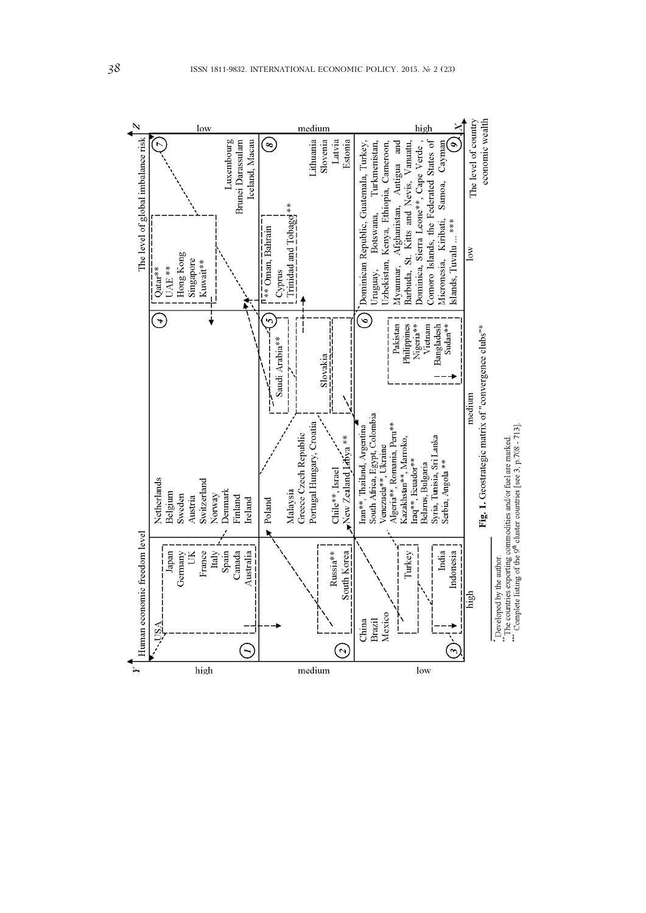| Human economic freedom level (Y) / The level of country economic wealth (X) | high | medium | low | The level of global imbalance risk (Z) |
|---|---|---|---|---|
| high | (1) USA, Japan, Germany, UK, France, Italy, Spain, Canada, Australia | (4) Netherlands, Belgium, Sweden, Austria, Switzerland, Norway, Denmark, Finland, Ireland | (7) Qatar**, UAE **, Hong Kong, Singapore, Kuwait**, Luxembourg, Brunei Darassulam, Iceland, Macau | low |
| medium | (2) Russia**, South Korea | (5) Poland, Malaysia, Greece Czech Republic, Portugal Hungary, Croatia, Chile**, Israel, New Zealand Libya **, Saudi Arabia**, Slovakia | (8) ** Oman, Bahrain, Cyprus, Trinidad and Tobago **, Lithuania, Slovenia, Latvia, Estonia | medium |
| low | (3) China, Brazil, Mexico, Turkey, India, Indonesia | (6) Iran**, Thailand, Argentina, South Africa, Egypt, Colombia, Venezuela**, Ukraine, Algeria**, Romania, Peru**, Kazakhstan**, Marroko, Iraq**, Ecuador**, Belarus, Bulgaria, Syria, Tunisia, Sri Lanka, Serbia, Angola **, Pakistan, Philippines, Nigeria**, Vietnam, Bangladesh, Sudan** | (9) Dominican Republic, Guatemala, Turkey, Uruguay, Botswana, Turkmenistan, Uzbekistan, Kenya, Ethiopia, Cameroon, Myanmar, Afghanistan, Antigua and Barbuda, St. Kitts and Nevis, Vanuatu, Dominica, Sierra Leone**, Cape Verde, Comoro Islands, the Federated States of Micronesia, Kiribati, Samoa, Cayman Islands, Tuvalu ... *** | high |

**Fig. 1.** Geostrategic matrix of "convergence clubs"*

---

* Developed by the author.

** The countries exporting commodities and/or fuel are marked.

*** Complete listing of the 9th cluster countries [see 3, p.708 - 713].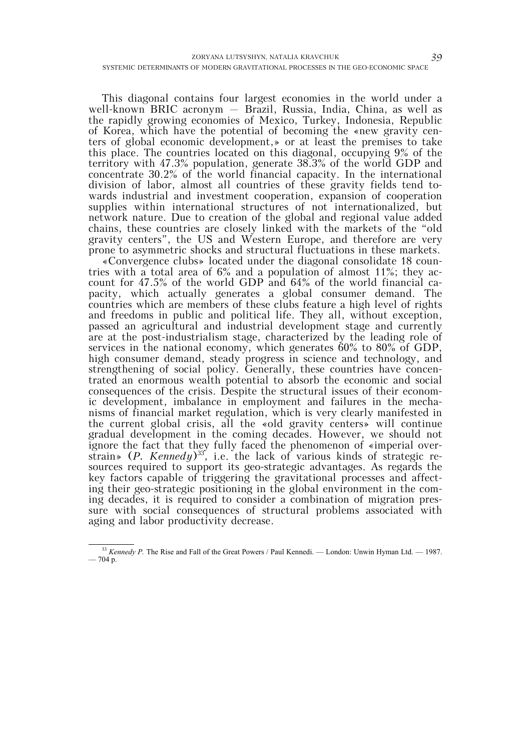This diagonal contains four largest economies in the world under a well-known BRIC acronym — Brazil, Russia, India, China, as well as the rapidly growing economies of Mexico, Turkey, Indonesia, Republic of Korea, which have the potential of becoming the «new gravity centers of global economic development,» or at least the premises to take this place. The countries located on this diagonal, occupying 9% of the territory with 47.3% population, generate 38.3% of the world GDP and concentrate 30.2% of the world financial capacity. In the international division of labor, almost all countries of these gravity fields tend towards industrial and investment cooperation, expansion of cooperation supplies within international structures of not internationalized, but network nature. Due to creation of the global and regional value added chains, these countries are closely linked with the markets of the "old gravity centers", the US and Western Europe, and therefore are very prone to asymmetric shocks and structural fluctuations in these markets.

«Convergence clubs» located under the diagonal consolidate 18 countries with a total area of 6% and a population of almost 11%; they account for 47.5% of the world GDP and 64% of the world financial capacity, which actually generates a global consumer demand. The countries which are members of these clubs feature a high level of rights and freedoms in public and political life. They all, without exception, passed an agricultural and industrial development stage and currently are at the post-industrialism stage, characterized by the leading role of services in the national economy, which generates 60% to 80% of GDP, high consumer demand, steady progress in science and technology, and strengthening of social policy. Generally, these countries have concentrated an enormous wealth potential to absorb the economic and social consequences of the crisis. Despite the structural issues of their economic development, imbalance in employment and failures in the mechanisms of financial market regulation, which is very clearly manifested in the current global crisis, all the «old gravity centers» will continue gradual development in the coming decades. However, we should not ignore the fact that they fully faced the phenomenon of «imperial overstrain» (*P. Kennedy*)[33], i.e. the lack of various kinds of strategic resources required to support its geo-strategic advantages. As regards the key factors capable of triggering the gravitational processes and affecting their geo-strategic positioning in the global environment in the coming decades, it is required to consider a combination of migration pressure with social consequences of structural problems associated with aging and labor productivity decrease.

---

[33] *Kennedy P.* The Rise and Fall of the Great Powers / Paul Kennedi. — London: Unwin Hyman Ltd. — 1987. — 704 p.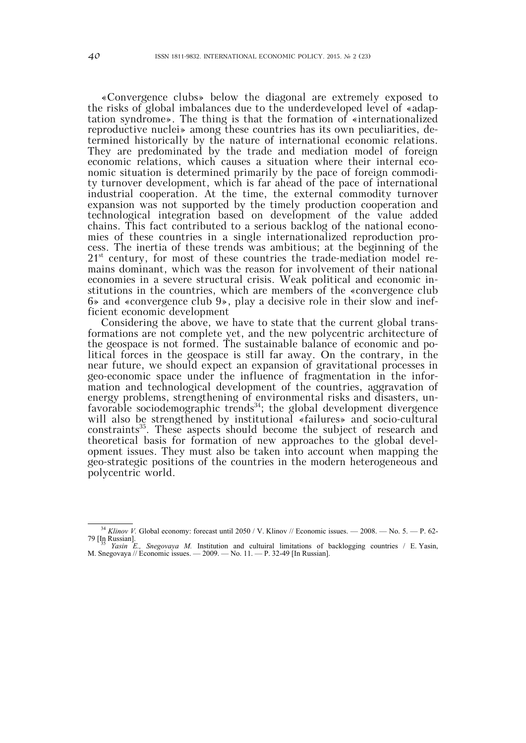«Convergence clubs» below the diagonal are extremely exposed to the risks of global imbalances due to the underdeveloped level of «adaptation syndrome». The thing is that the formation of «internationalized reproductive nuclei» among these countries has its own peculiarities, determined historically by the nature of international economic relations. They are predominated by the trade and mediation model of foreign economic relations, which causes a situation where their internal economic situation is determined primarily by the pace of foreign commodity turnover development, which is far ahead of the pace of international industrial cooperation. At the time, the external commodity turnover expansion was not supported by the timely production cooperation and technological integration based on development of the value added chains. This fact contributed to a serious backlog of the national economies of these countries in a single internationalized reproduction process. The inertia of these trends was ambitious; at the beginning of the 21st century, for most of these countries the trade-mediation model remains dominant, which was the reason for involvement of their national economies in a severe structural crisis. Weak political and economic institutions in the countries, which are members of the «convergence club 6» and «convergence club 9», play a decisive role in their slow and inefficient economic development

Considering the above, we have to state that the current global transformations are not complete yet, and the new polycentric architecture of the geospace is not formed. The sustainable balance of economic and political forces in the geospace is still far away. On the contrary, in the near future, we should expect an expansion of gravitational processes in geo-economic space under the influence of fragmentation in the information and technological development of the countries, aggravation of energy problems, strengthening of environmental risks and disasters, unfavorable sociodemographic trends[34]; the global development divergence will also be strengthened by institutional «failures» and socio-cultural constraints[35]. These aspects should become the subject of research and theoretical basis for formation of new approaches to the global development issues. They must also be taken into account when mapping the geo-strategic positions of the countries in the modern heterogeneous and polycentric world.

---

[34] *Klinov V.* Global economy: forecast until 2050 / V. Klinov // Economic issues. — 2008. — No. 5. — P. 62-79 [In Russian].

[35] *Yasin E., Snegovaya M.* Institution and cultuiral limitations of backlogging countries / E. Yasin, M. Snegovaya // Economic issues. — 2009. — No. 11. — P. 32-49 [In Russian].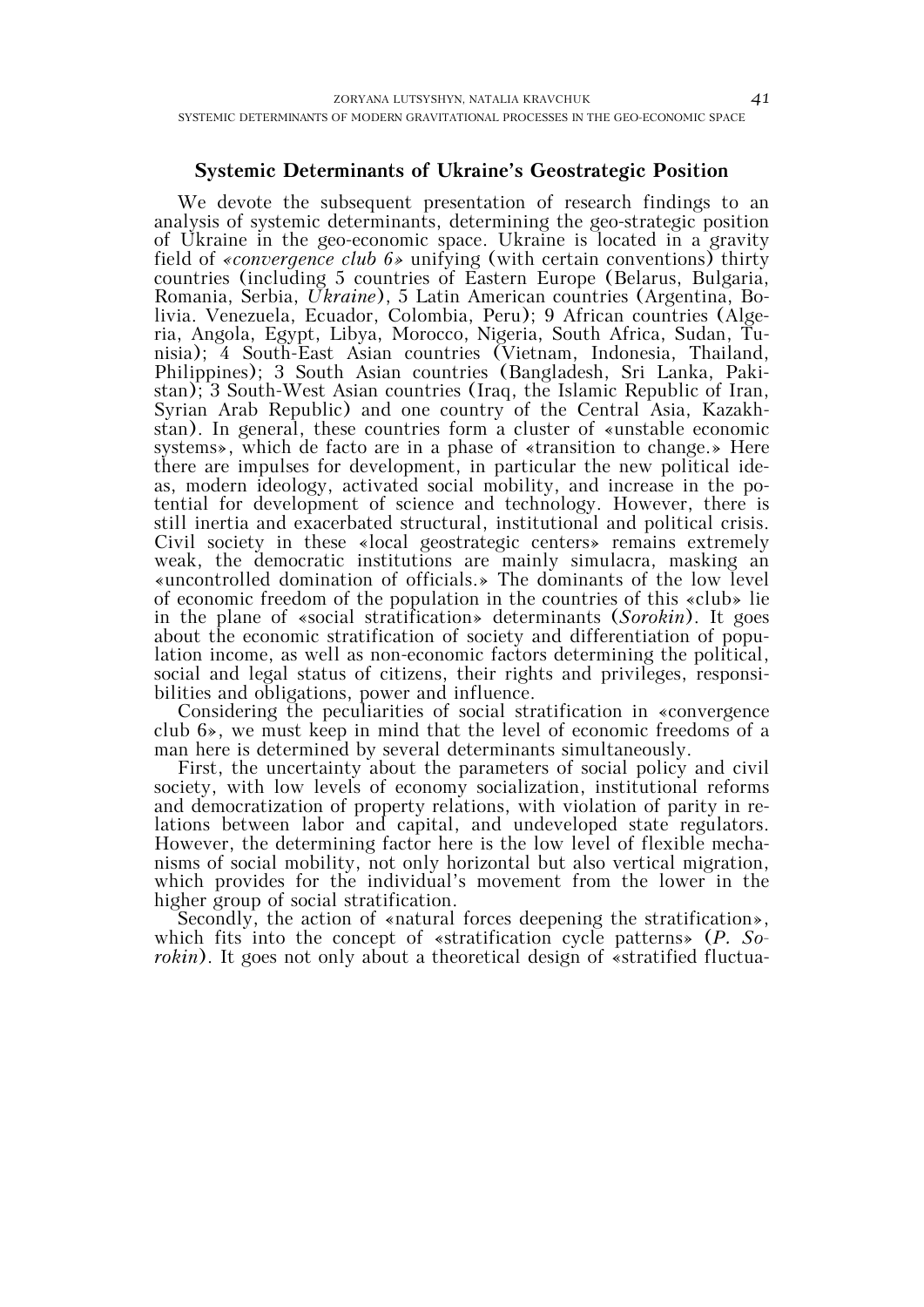## Systemic Determinants of Ukraine's Geostrategic Position

We devote the subsequent presentation of research findings to an analysis of systemic determinants, determining the geo-strategic position of Ukraine in the geo-economic space. Ukraine is located in a gravity field of *«convergence club 6»* unifying (with certain conventions) thirty countries (including 5 countries of Eastern Europe (Belarus, Bulgaria, Romania, Serbia, *Ukraine*), 5 Latin American countries (Argentina, Bolivia. Venezuela, Ecuador, Colombia, Peru); 9 African countries (Algeria, Angola, Egypt, Libya, Morocco, Nigeria, South Africa, Sudan, Tunisia); 4 South-East Asian countries (Vietnam, Indonesia, Thailand, Philippines); 3 South Asian countries (Bangladesh, Sri Lanka, Pakistan); 3 South-West Asian countries (Iraq, the Islamic Republic of Iran, Syrian Arab Republic) and one country of the Central Asia, Kazakhstan). In general, these countries form a cluster of «unstable economic systems», which de facto are in a phase of «transition to change.» Here there are impulses for development, in particular the new political ideas, modern ideology, activated social mobility, and increase in the potential for development of science and technology. However, there is still inertia and exacerbated structural, institutional and political crisis. Civil society in these «local geostrategic centers» remains extremely weak, the democratic institutions are mainly simulacra, masking an «uncontrolled domination of officials.» The dominants of the low level of economic freedom of the population in the countries of this «club» lie in the plane of «social stratification» determinants (*Sorokin*). It goes about the economic stratification of society and differentiation of population income, as well as non-economic factors determining the political, social and legal status of citizens, their rights and privileges, responsibilities and obligations, power and influence.

Considering the peculiarities of social stratification in «convergence club 6», we must keep in mind that the level of economic freedoms of a man here is determined by several determinants simultaneously.

First, the uncertainty about the parameters of social policy and civil society, with low levels of economy socialization, institutional reforms and democratization of property relations, with violation of parity in relations between labor and capital, and undeveloped state regulators. However, the determining factor here is the low level of flexible mechanisms of social mobility, not only horizontal but also vertical migration, which provides for the individual's movement from the lower in the higher group of social stratification.

Secondly, the action of «natural forces deepening the stratification», which fits into the concept of «stratification cycle patterns» (*P. Sorokin*). It goes not only about a theoretical design of «stratified fluctua-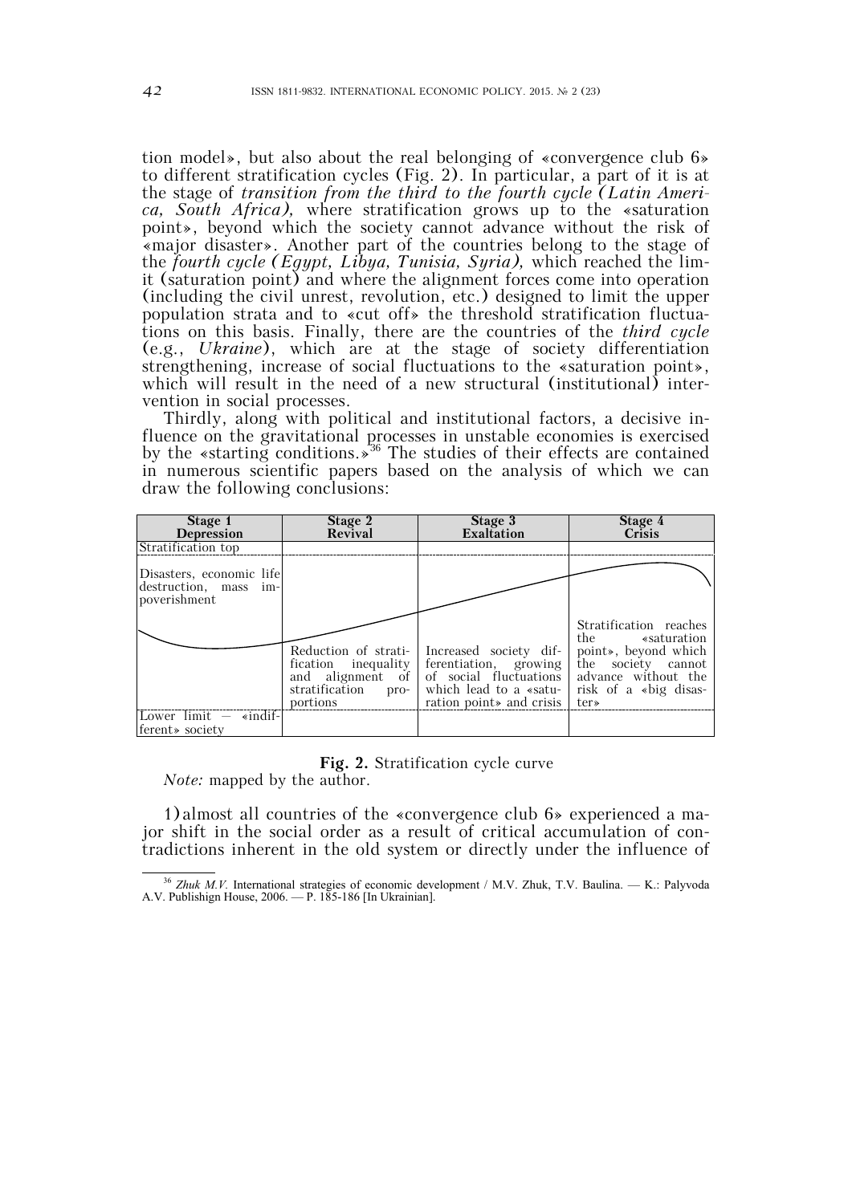tion model», but also about the real belonging of «convergence club 6» to different stratification cycles (Fig. 2). In particular, a part of it is at the stage of *transition from the third to the fourth cycle (Latin America, South Africa),* where stratification grows up to the «saturation point», beyond which the society cannot advance without the risk of «major disaster». Another part of the countries belong to the stage of the *fourth cycle (Egypt, Libya, Tunisia, Syria),* which reached the limit (saturation point) and where the alignment forces come into operation (including the civil unrest, revolution, etc.) designed to limit the upper population strata and to «cut off» the threshold stratification fluctuations on this basis. Finally, there are the countries of the *third cycle* (e.g., *Ukraine*), which are at the stage of society differentiation strengthening, increase of social fluctuations to the «saturation point», which will result in the need of a new structural (institutional) intervention in social processes.

Thirdly, along with political and institutional factors, a decisive influence on the gravitational processes in unstable economies is exercised by the «starting conditions.»[36] The studies of their effects are contained in numerous scientific papers based on the analysis of which we can draw the following conclusions:

| Stage 1 Depression | Stage 2 Revival | Stage 3 Exaltation | Stage 4 Crisis |
|---|---|---|---|
| Stratification top | | | |
| Disasters, economic life destruction, mass impoverishment | | | |
| | Reduction of stratification inequality and alignment of stratification proportions | Increased society differentiation, growing of social fluctuations which lead to a «saturation point» and crisis | Stratification reaches the «saturation point», beyond which the society cannot advance without the risk of a «big disaster» |
| Lower limit — «indifferent» society | | | |

**Fig. 2.** Stratification cycle curve

*Note:* mapped by the author.

1) almost all countries of the «convergence club 6» experienced a major shift in the social order as a result of critical accumulation of contradictions inherent in the old system or directly under the influence of

---

[36] *Zhuk M.V.* International strategies of economic development / M.V. Zhuk, T.V. Baulina. — K.: Palyvoda A.V. Publishign House, 2006. — P. 185-186 [In Ukrainian].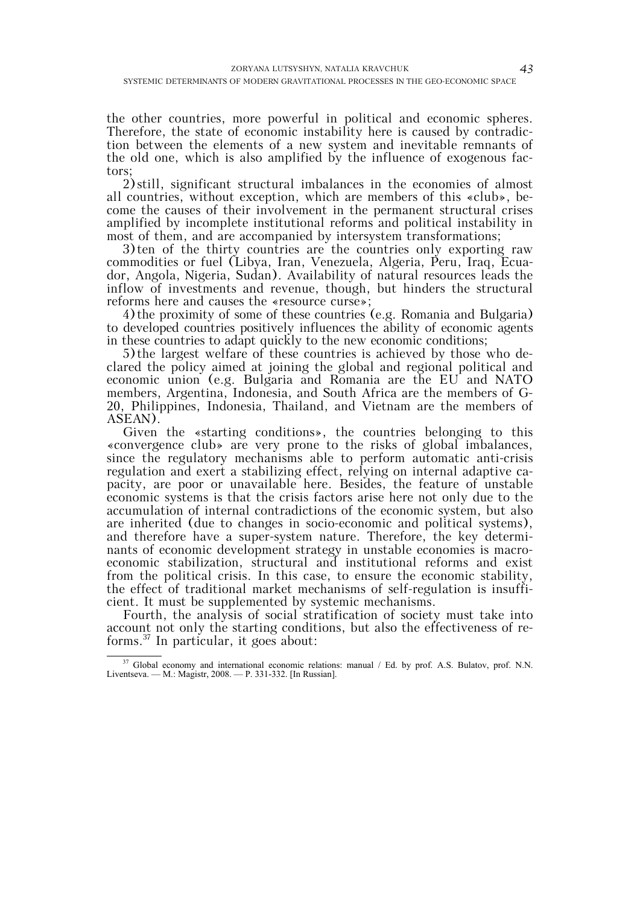the other countries, more powerful in political and economic spheres. Therefore, the state of economic instability here is caused by contradiction between the elements of a new system and inevitable remnants of the old one, which is also amplified by the influence of exogenous factors;

2) still, significant structural imbalances in the economies of almost all countries, without exception, which are members of this «club», become the causes of their involvement in the permanent structural crises amplified by incomplete institutional reforms and political instability in most of them, and are accompanied by intersystem transformations;

3) ten of the thirty countries are the countries only exporting raw commodities or fuel (Libya, Iran, Venezuela, Algeria, Peru, Iraq, Ecuador, Angola, Nigeria, Sudan). Availability of natural resources leads the inflow of investments and revenue, though, but hinders the structural reforms here and causes the «resource curse»;

4) the proximity of some of these countries (e.g. Romania and Bulgaria) to developed countries positively influences the ability of economic agents in these countries to adapt quickly to the new economic conditions;

5) the largest welfare of these countries is achieved by those who declared the policy aimed at joining the global and regional political and economic union (e.g. Bulgaria and Romania are the EU and NATO members, Argentina, Indonesia, and South Africa are the members of G-20, Philippines, Indonesia, Thailand, and Vietnam are the members of ASEAN).

Given the «starting conditions», the countries belonging to this «convergence club» are very prone to the risks of global imbalances, since the regulatory mechanisms able to perform automatic anti-crisis regulation and exert a stabilizing effect, relying on internal adaptive capacity, are poor or unavailable here. Besides, the feature of unstable economic systems is that the crisis factors arise here not only due to the accumulation of internal contradictions of the economic system, but also are inherited (due to changes in socio-economic and political systems), and therefore have a super-system nature. Therefore, the key determinants of economic development strategy in unstable economies is macroeconomic stabilization, structural and institutional reforms and exist from the political crisis. In this case, to ensure the economic stability, the effect of traditional market mechanisms of self-regulation is insufficient. It must be supplemented by systemic mechanisms.

Fourth, the analysis of social stratification of society must take into account not only the starting conditions, but also the effectiveness of reforms.[37] In particular, it goes about:

---

[37] Global economy and international economic relations: manual / Ed. by prof. A.S. Bulatov, prof. N.N. Liventseva. — M.: Magistr, 2008. — P. 331-332. [In Russian].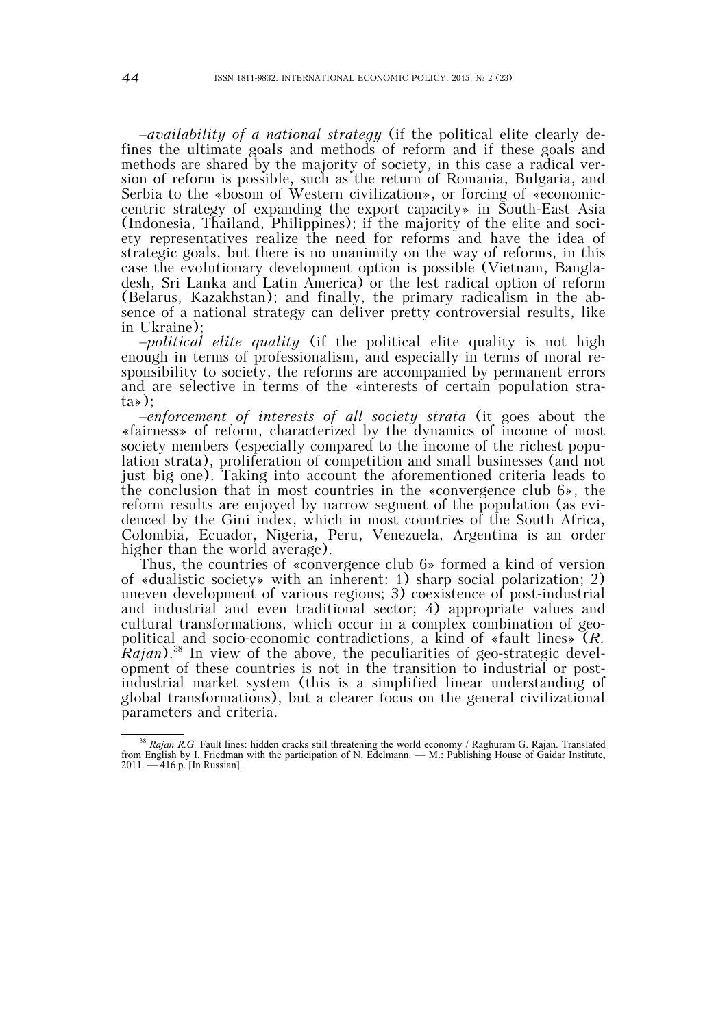–*availability of a national strategy* (if the political elite clearly defines the ultimate goals and methods of reform and if these goals and methods are shared by the majority of society, in this case a radical version of reform is possible, such as the return of Romania, Bulgaria, and Serbia to the «bosom of Western civilization», or forcing of «economic-centric strategy of expanding the export capacity» in South-East Asia (Indonesia, Thailand, Philippines); if the majority of the elite and society representatives realize the need for reforms and have the idea of strategic goals, but there is no unanimity on the way of reforms, in this case the evolutionary development option is possible (Vietnam, Bangladesh, Sri Lanka and Latin America) or the lest radical option of reform (Belarus, Kazakhstan); and finally, the primary radicalism in the absence of a national strategy can deliver pretty controversial results, like in Ukraine);

–*political elite quality* (if the political elite quality is not high enough in terms of professionalism, and especially in terms of moral responsibility to society, the reforms are accompanied by permanent errors and are selective in terms of the «interests of certain population strata»);

–*enforcement of interests of all society strata* (it goes about the «fairness» of reform, characterized by the dynamics of income of most society members (especially compared to the income of the richest population strata), proliferation of competition and small businesses (and not just big one). Taking into account the aforementioned criteria leads to the conclusion that in most countries in the «convergence club 6», the reform results are enjoyed by narrow segment of the population (as evidenced by the Gini index, which in most countries of the South Africa, Colombia, Ecuador, Nigeria, Peru, Venezuela, Argentina is an order higher than the world average).

Thus, the countries of «convergence club 6» formed a kind of version of «dualistic society» with an inherent: 1) sharp social polarization; 2) uneven development of various regions; 3) coexistence of post-industrial and industrial and even traditional sector; 4) appropriate values and cultural transformations, which occur in a complex combination of geopolitical and socio-economic contradictions, a kind of «fault lines» (*R. Rajan*).[38] In view of the above, the peculiarities of geo-strategic development of these countries is not in the transition to industrial or post-industrial market system (this is a simplified linear understanding of global transformations), but a clearer focus on the general civilizational parameters and criteria.

---

[38] *Rajan R.G.* Fault lines: hidden cracks still threatening the world economy / Raghuram G. Rajan. Translated from English by I. Friedman with the participation of N. Edelmann. — M.: Publishing House of Gaidar Institute, 2011. — 416 p. [In Russian].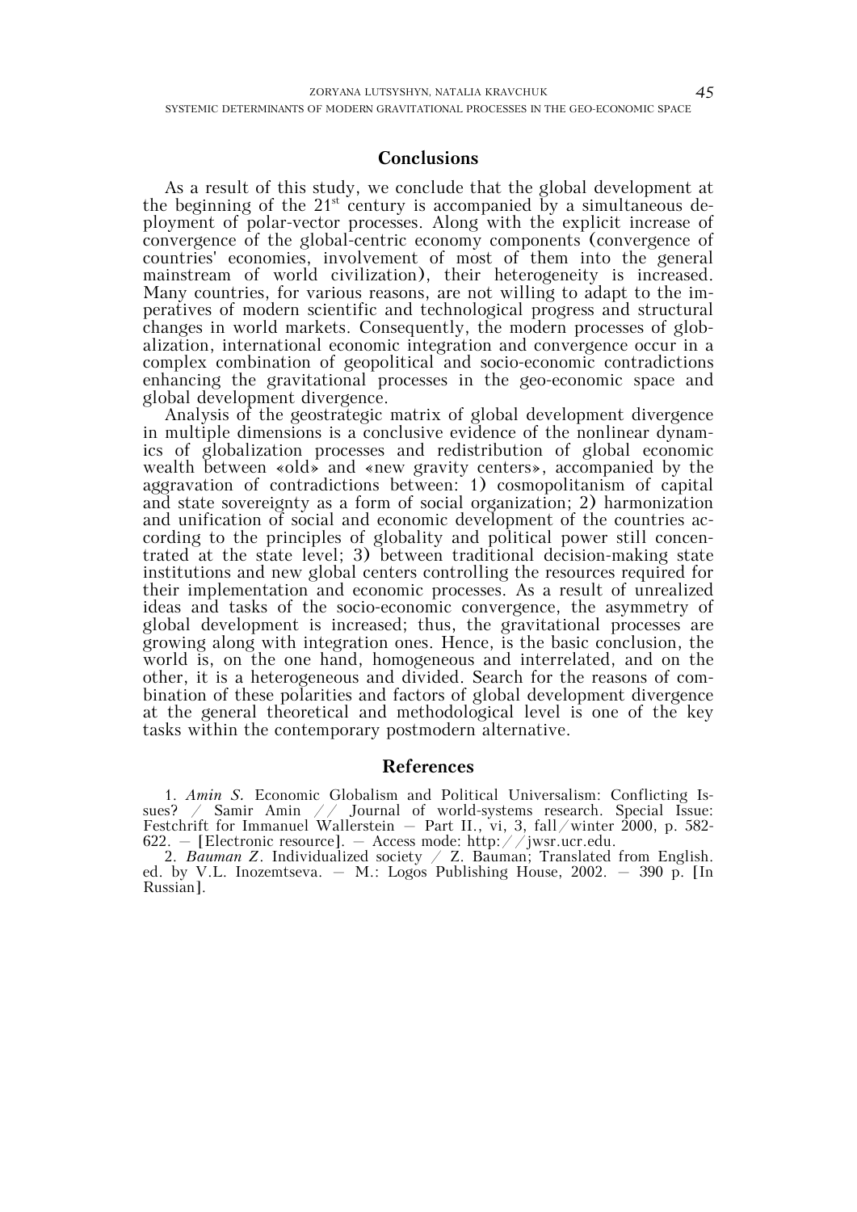## Conclusions

As a result of this study, we conclude that the global development at the beginning of the 21st century is accompanied by a simultaneous deployment of polar-vector processes. Along with the explicit increase of convergence of the global-centric economy components (convergence of countries' economies, involvement of most of them into the general mainstream of world civilization), their heterogeneity is increased. Many countries, for various reasons, are not willing to adapt to the imperatives of modern scientific and technological progress and structural changes in world markets. Consequently, the modern processes of globalization, international economic integration and convergence occur in a complex combination of geopolitical and socio-economic contradictions enhancing the gravitational processes in the geo-economic space and global development divergence.

Analysis of the geostrategic matrix of global development divergence in multiple dimensions is a conclusive evidence of the nonlinear dynamics of globalization processes and redistribution of global economic wealth between «old» and «new gravity centers», accompanied by the aggravation of contradictions between: 1) cosmopolitanism of capital and state sovereignty as a form of social organization; 2) harmonization and unification of social and economic development of the countries according to the principles of globality and political power still concentrated at the state level; 3) between traditional decision-making state institutions and new global centers controlling the resources required for their implementation and economic processes. As a result of unrealized ideas and tasks of the socio-economic convergence, the asymmetry of global development is increased; thus, the gravitational processes are growing along with integration ones. Hence, is the basic conclusion, the world is, on the one hand, homogeneous and interrelated, and on the other, it is a heterogeneous and divided. Search for the reasons of combination of these polarities and factors of global development divergence at the general theoretical and methodological level is one of the key tasks within the contemporary postmodern alternative.

## References

1. *Amin S.* Economic Globalism and Political Universalism: Conflicting Issues? / Samir Amin // Journal of world-systems research. Special Issue: Festchrift for Immanuel Wallerstein – Part II., vi, 3, fall/winter 2000, p. 582-622. – [Electronic resource]. – Access mode: http://jwsr.ucr.edu.

2. *Bauman Z.* Individualized society / Z. Bauman; Translated from English. ed. by V.L. Inozemtseva. – M.: Logos Publishing House, 2002. – 390 p. [In Russian].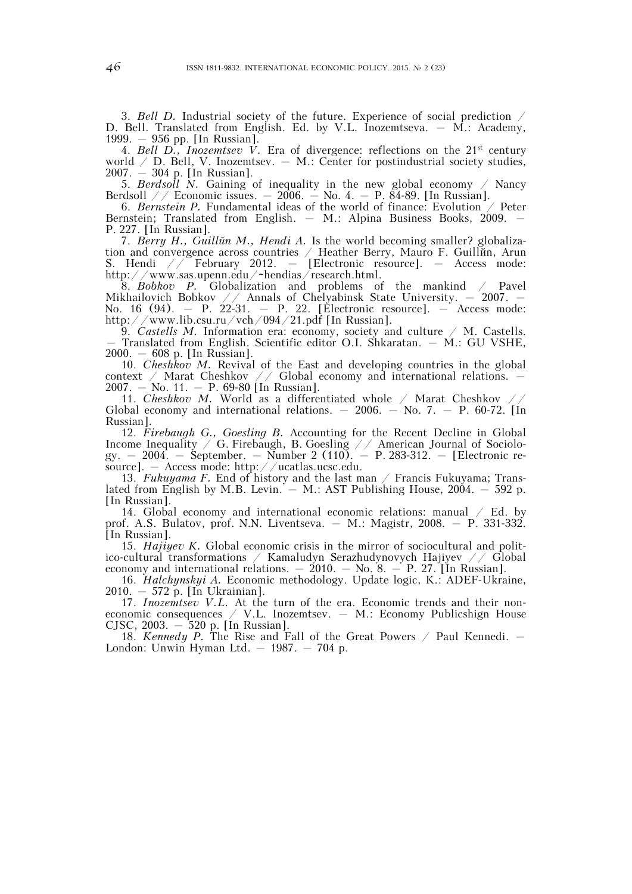3. *Bell D.* Industrial society of the future. Experience of social prediction / D. Bell. Translated from English. Ed. by V.L. Inozemtseva. — M.: Academy, 1999. — 956 pp. [In Russian].

4. *Bell D., Inozemtsev V.* Era of divergence: reflections on the 21st century world / D. Bell, V. Inozemtsev. — M.: Center for postindustrial society studies, 2007. — 304 p. [In Russian].

5. *Berdsoll N.* Gaining of inequality in the new global economy / Nancy Berdsoll // Economic issues. — 2006. — No. 4. — P. 84-89. [In Russian].

6. *Bernstein P.* Fundamental ideas of the world of finance: Evolution / Peter Bernstein; Translated from English. — M.: Alpina Business Books, 2009. — P. 227. [In Russian].

7. *Berry H., Guillŭn M., Hendi A.* Is the world becoming smaller? globalization and convergence across countries / Heather Berry, Mauro F. Guillŭn, Arun S. Hendi // February 2012. — [Electronic resource]. — Access mode: http://www.sas.upenn.edu/~hendias/research.html.

8. *Bobkov P.* Globalization and problems of the mankind / Pavel Mikhailovich Bobkov // Annals of Chelyabinsk State University. — 2007. — No. 16 (94). — P. 22-31. — P. 22. [Electronic resource]. — Access mode: http://www.lib.csu.ru/vch/094/21.pdf [In Russian].

9. *Castells M.* Information era: economy, society and culture / M. Castells. — Translated from English. Scientific editor O.I. Shkaratan. — M.: GU VSHE, 2000. — 608 p. [In Russian].

10. *Cheshkov M.* Revival of the East and developing countries in the global context / Marat Cheshkov // Global economy and international relations. — 2007. — No. 11. — P. 69-80 [In Russian].

11. *Cheshkov M.* World as a differentiated whole / Marat Cheshkov // Global economy and international relations. — 2006. — No. 7. — P. 60-72. [In Russian].

12. *Firebaugh G., Goesling B.* Accounting for the Recent Decline in Global Income Inequality / G. Firebaugh, B. Goesling // American Journal of Sociology. — 2004. — September. — Number 2 (110). — P. 283-312. — [Electronic resource]. — Access mode: http://ucatlas.ucsc.edu.

13. *Fukuyama F.* End of history and the last man / Francis Fukuyama; Translated from English by M.B. Levin. — M.: AST Publishing House, 2004. — 592 p. [In Russian].

14. Global economy and international economic relations: manual / Ed. by prof. A.S. Bulatov, prof. N.N. Liventseva. — M.: Magistr, 2008. — P. 331-332. [In Russian].

15. *Hajiyev K.* Global economic crisis in the mirror of sociocultural and politico-cultural transformations / Kamaludyn Serazhudynovych Hajiyev // Global economy and international relations. — 2010. — No. 8. — P. 27. [In Russian].

16. *Halchynskyi A.* Economic methodology. Update logic, K.: ADEF-Ukraine, 2010. — 572 p. [In Ukrainian].

17. *Inozemtsev V.L.* At the turn of the era. Economic trends and their noneconomic consequences / V.L. Inozemtsev. — M.: Economy Publicshign House CJSC, 2003. — 520 p. [In Russian].

18. *Kennedy P.* The Rise and Fall of the Great Powers / Paul Kennedi. — London: Unwin Hyman Ltd. — 1987. — 704 p.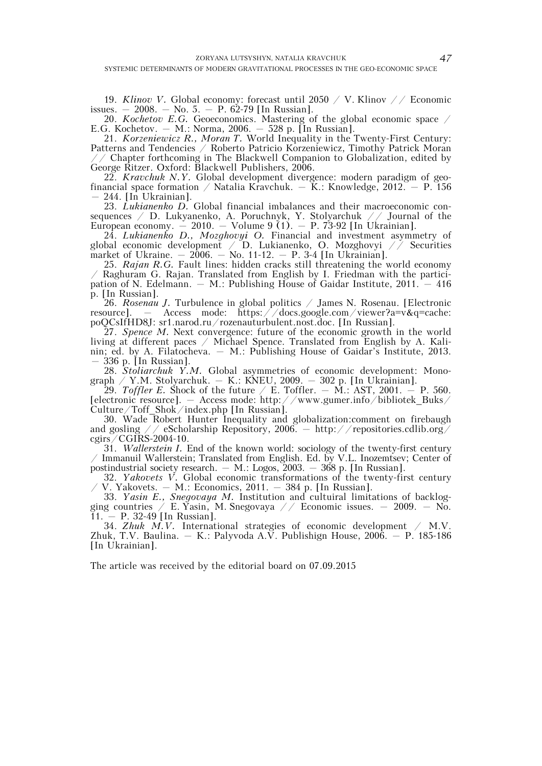19. *Klinov V.* Global economy: forecast until 2050 / V. Klinov // Economic issues. — 2008. — No. 5. — P. 62-79 [In Russian].

20. *Kochetov E.G.* Geoeconomics. Mastering of the global economic space / E.G. Kochetov. — M.: Norma, 2006. — 528 p. [In Russian].

21. *Korzeniewicz R., Moran T.* World Inequality in the Twenty-First Century: Patterns and Tendencies / Roberto Patricio Korzeniewicz, Timothy Patrick Moran // Chapter forthcoming in The Blackwell Companion to Globalization, edited by George Ritzer. Oxford: Blackwell Publishers, 2006.

22. *Kravchuk N.Y.* Global development divergence: modern paradigm of geo-financial space formation / Natalia Kravchuk. — K.: Knowledge, 2012. — P. 156 — 244. [In Ukrainian].

23. *Lukianenko D.* Global financial imbalances and their macroeconomic consequences / D. Lukyanenko, A. Poruchnyk, Y. Stolyarchuk // Journal of the European economy. — 2010. — Volume 9 (1). — P. 73-92 [In Ukrainian].

24. *Lukianenko D., Mozghovyi O.* Financial and investment asymmetry of global economic development / D. Lukianenko, O. Mozghovyi // Securities market of Ukraine. — 2006. — No. 11-12. — P. 3-4 [In Ukrainian].

25. *Rajan R.G.* Fault lines: hidden cracks still threatening the world economy / Raghuram G. Rajan. Translated from English by I. Friedman with the participation of N. Edelmann. — M.: Publishing House of Gaidar Institute, 2011. — 416 p. [In Russian].

26. *Rosenau J.* Turbulence in global politics / James N. Rosenau. [Electronic resource]. — Access mode: https://docs.google.com/viewer?a=v&q=cache:poQCsIfHD8J: sr1.narod.ru/rozenauturbulent.nost.doc. [In Russian].

27. *Spence M.* Next convergence: future of the economic growth in the world living at different paces / Michael Spence. Translated from English by A. Kalinin; ed. by A. Filatocheva. — M.: Publishing House of Gaidar's Institute, 2013. — 336 p. [In Russian].

28. *Stoliarchuk Y.M.* Global asymmetries of economic development: Monograph / Y.M. Stolyarchuk. — K.: KNEU, 2009. — 302 p. [In Ukrainian].

29. *Toffler E.* Shock of the future / E. Toffler. — M.: AST, 2001. — P. 560. [electronic resource]. — Access mode: http://www.gumer.info/bibliotek_Buks/Culture/Toff_Shok/index.php [In Russian].

30. Wade Robert Hunter Inequality and globalization:comment on firebaugh and gosling // eScholarship Repository, 2006. — http://repositories.cdlib.org/cgirs/CGIRS-2004-10.

31. *Wallerstein I.* End of the known world: sociology of the twenty-first century / Immanuil Wallerstein; Translated from English. Ed. by V.L. Inozemtsev; Center of postindustrial society research. — M.: Logos, 2003. — 368 p. [In Russian].

32. *Yakovets V.* Global economic transformations of the twenty-first century / V. Yakovets. — M.: Economics, 2011. — 384 p. [In Russian].

33. *Yasin E., Snegovaya M.* Institution and cultuiral limitations of backlogging countries / E. Yasin, M. Snegovaya // Economic issues. — 2009. — No. 11. — P. 32-49 [In Russian].

34. *Zhuk M.V.* International strategies of economic development / M.V. Zhuk, T.V. Baulina. — K.: Palyvoda A.V. Publishign House, 2006. — P. 185-186 [In Ukrainian].

The article was received by the editorial board on 07.09.2015